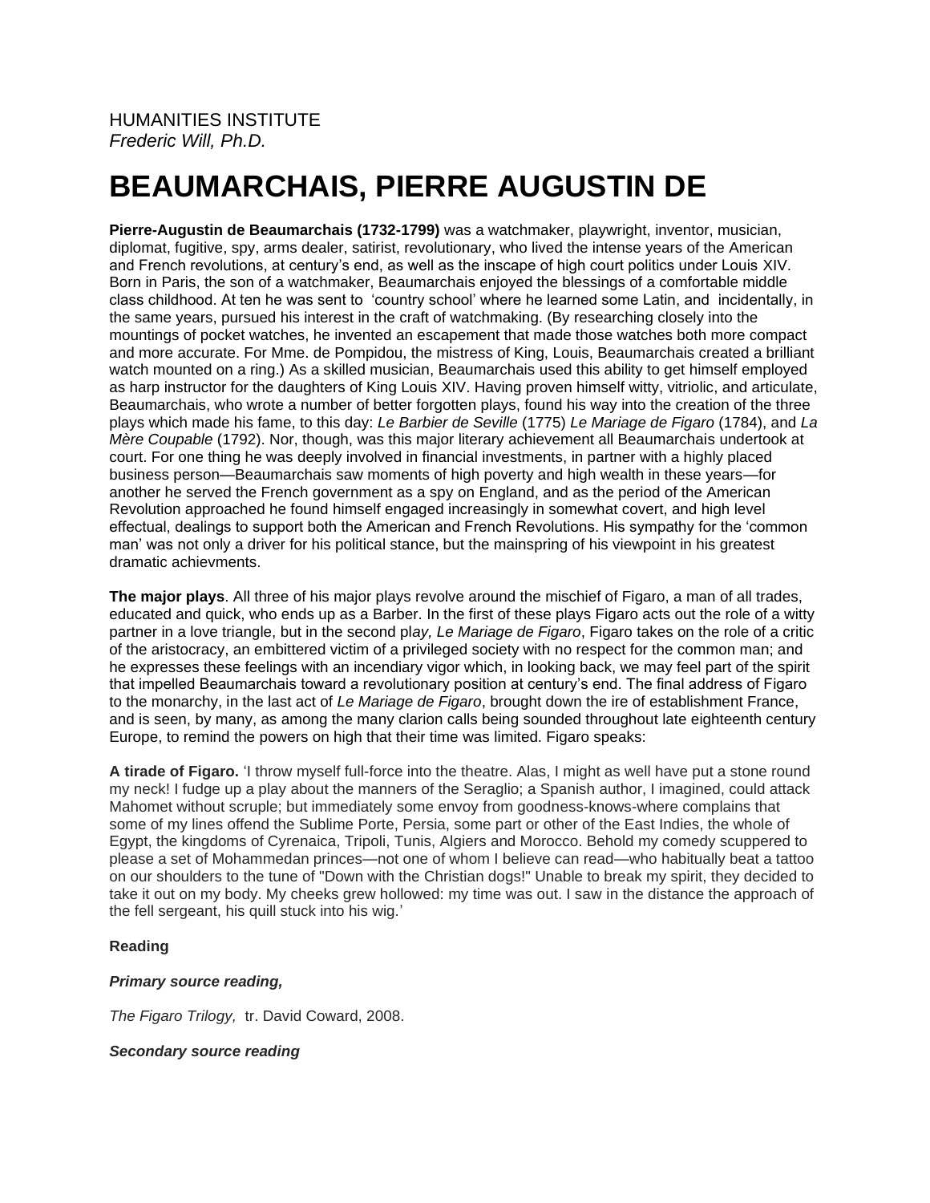HUMANITIES INSTITUTE
*Frederic Will, Ph.D.*

# BEAUMARCHAIS, PIERRE AUGUSTIN DE

**Pierre-Augustin de Beaumarchais (1732-1799)** was a watchmaker, playwright, inventor, musician, diplomat, fugitive, spy, arms dealer, satirist, revolutionary, who lived the intense years of the American and French revolutions, at century's end, as well as the inscape of high court politics under Louis XIV. Born in Paris, the son of a watchmaker, Beaumarchais enjoyed the blessings of a comfortable middle class childhood. At ten he was sent to 'country school' where he learned some Latin, and incidentally, in the same years, pursued his interest in the craft of watchmaking. (By researching closely into the mountings of pocket watches, he invented an escapement that made those watches both more compact and more accurate. For Mme. de Pompidou, the mistress of King, Louis, Beaumarchais created a brilliant watch mounted on a ring.) As a skilled musician, Beaumarchais used this ability to get himself employed as harp instructor for the daughters of King Louis XIV. Having proven himself witty, vitriolic, and articulate, Beaumarchais, who wrote a number of better forgotten plays, found his way into the creation of the three plays which made his fame, to this day: *Le Barbier de Seville* (1775) *Le Mariage de Figaro* (1784), and *La Mère Coupable* (1792). Nor, though, was this major literary achievement all Beaumarchais undertook at court. For one thing he was deeply involved in financial investments, in partner with a highly placed business person—Beaumarchais saw moments of high poverty and high wealth in these years—for another he served the French government as a spy on England, and as the period of the American Revolution approached he found himself engaged increasingly in somewhat covert, and high level effectual, dealings to support both the American and French Revolutions. His sympathy for the 'common man' was not only a driver for his political stance, but the mainspring of his viewpoint in his greatest dramatic achievments.

**The major plays**. All three of his major plays revolve around the mischief of Figaro, a man of all trades, educated and quick, who ends up as a Barber. In the first of these plays Figaro acts out the role of a witty partner in a love triangle, but in the second pl*ay, Le Mariage de Figaro*, Figaro takes on the role of a critic of the aristocracy, an embittered victim of a privileged society with no respect for the common man; and he expresses these feelings with an incendiary vigor which, in looking back, we may feel part of the spirit that impelled Beaumarchais toward a revolutionary position at century's end. The final address of Figaro to the monarchy, in the last act of *Le Mariage de Figaro*, brought down the ire of establishment France, and is seen, by many, as among the many clarion calls being sounded throughout late eighteenth century Europe, to remind the powers on high that their time was limited. Figaro speaks:

**A tirade of Figaro.** 'I throw myself full-force into the theatre. Alas, I might as well have put a stone round my neck! I fudge up a play about the manners of the Seraglio; a Spanish author, I imagined, could attack Mahomet without scruple; but immediately some envoy from goodness-knows-where complains that some of my lines offend the Sublime Porte, Persia, some part or other of the East Indies, the whole of Egypt, the kingdoms of Cyrenaica, Tripoli, Tunis, Algiers and Morocco. Behold my comedy scuppered to please a set of Mohammedan princes—not one of whom I believe can read—who habitually beat a tattoo on our shoulders to the tune of "Down with the Christian dogs!" Unable to break my spirit, they decided to take it out on my body. My cheeks grew hollowed: my time was out. I saw in the distance the approach of the fell sergeant, his quill stuck into his wig.'

**Reading**

***Primary source reading,***

*The Figaro Trilogy,* tr. David Coward, 2008.

***Secondary source reading***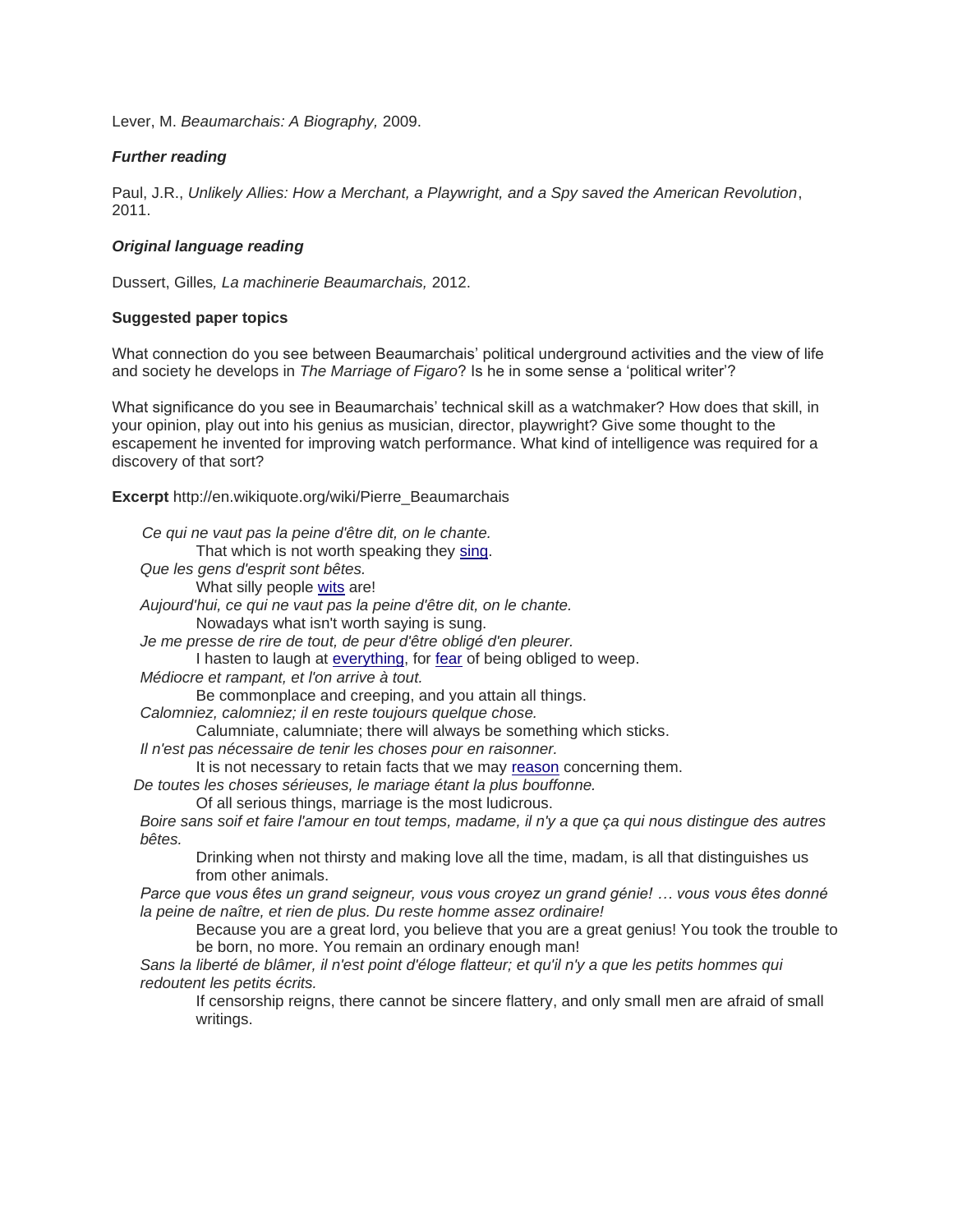Lever, M. *Beaumarchais: A Biography,* 2009.

***Further reading***

Paul, J.R., *Unlikely Allies: How a Merchant, a Playwright, and a Spy saved the American Revolution*, 2011.

***Original language reading***

Dussert, Gilles*, La machinerie Beaumarchais,* 2012.

**Suggested paper topics**

What connection do you see between Beaumarchais' political underground activities and the view of life and society he develops in *The Marriage of Figaro*? Is he in some sense a 'political writer'?

What significance do you see in Beaumarchais' technical skill as a watchmaker? How does that skill, in your opinion, play out into his genius as musician, director, playwright? Give some thought to the escapement he invented for improving watch performance. What kind of intelligence was required for a discovery of that sort?

**Excerpt** http://en.wikiquote.org/wiki/Pierre_Beaumarchais

*Ce qui ne vaut pas la peine d'être dit, on le chante.*
> That which is not worth speaking they sing.

*Que les gens d'esprit sont bêtes.*
> What silly people wits are!

*Aujourd'hui, ce qui ne vaut pas la peine d'être dit, on le chante.*
> Nowadays what isn't worth saying is sung.

*Je me presse de rire de tout, de peur d'être obligé d'en pleurer.*
> I hasten to laugh at everything, for fear of being obliged to weep.

*Médiocre et rampant, et l'on arrive à tout.*
> Be commonplace and creeping, and you attain all things.

*Calomniez, calomniez; il en reste toujours quelque chose.*
> Calumniate, calumniate; there will always be something which sticks.

*Il n'est pas nécessaire de tenir les choses pour en raisonner.*
> It is not necessary to retain facts that we may reason concerning them.

*De toutes les choses sérieuses, le mariage étant la plus bouffonne.*
> Of all serious things, marriage is the most ludicrous.

*Boire sans soif et faire l'amour en tout temps, madame, il n'y a que ça qui nous distingue des autres bêtes.*
> Drinking when not thirsty and making love all the time, madam, is all that distinguishes us from other animals.

*Parce que vous êtes un grand seigneur, vous vous croyez un grand génie! … vous vous êtes donné la peine de naître, et rien de plus. Du reste homme assez ordinaire!*
> Because you are a great lord, you believe that you are a great genius! You took the trouble to be born, no more. You remain an ordinary enough man!

*Sans la liberté de blâmer, il n'est point d'éloge flatteur; et qu'il n'y a que les petits hommes qui redoutent les petits écrits.*
> If censorship reigns, there cannot be sincere flattery, and only small men are afraid of small writings.